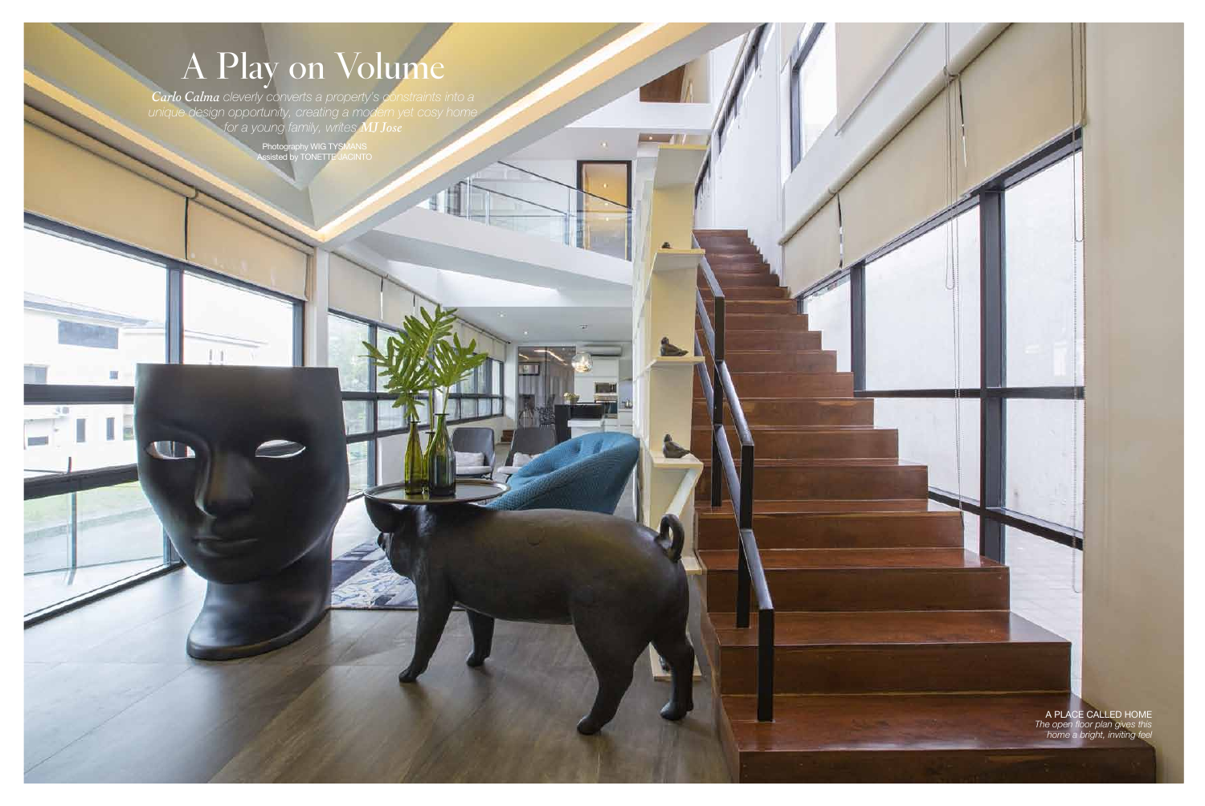# A Play on Volume

***Carlo Calma** cleverly converts a property's constraints into a unique design opportunity, creating a modern yet cosy home for a young family, writes **MJ Jose***

Photography WIG TYSMANS
Assisted by TONETTE JACINTO

A PLACE CALLED HOME
*The open floor plan gives this home a bright, inviting feel*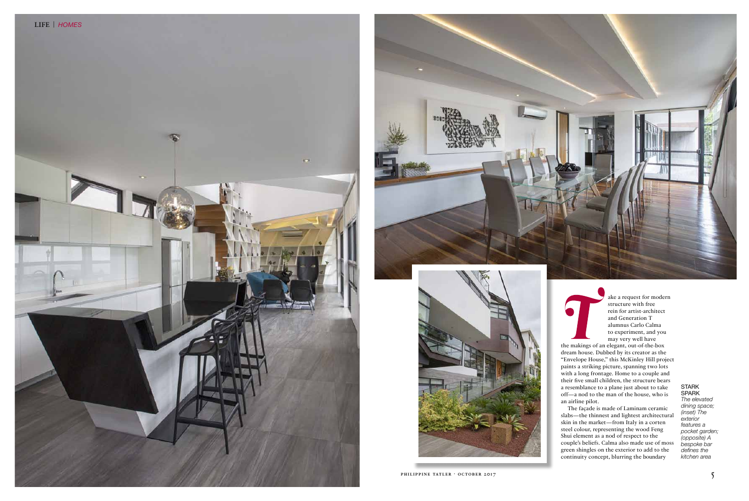Take a request for modern structure with free rein for artist-architect and Generation T alumnus Carlo Calma to experiment, and you may very well have the makings of an elegant, out-of-the-box dream house. Dubbed by its creator as the "Envelope House," this McKinley Hill project paints a striking picture, spanning two lots with a long frontage. Home to a couple and their five small children, the structure bears a resemblance to a plane just about to take off—a nod to the man of the house, who is an airline pilot.

The façade is made of Laminam ceramic slabs—the thinnest and lightest architectural skin in the market—from Italy in a corten steel colour, representing the wood Feng Shui element as a nod of respect to the couple's beliefs. Calma also made use of moss green shingles on the exterior to add to the continuity concept, blurring the boundary

**STARK SPARK**
*The elevated dining space; (inset) The exterior features a pocket garden; (opposite) A bespoke bar defines the kitchen area*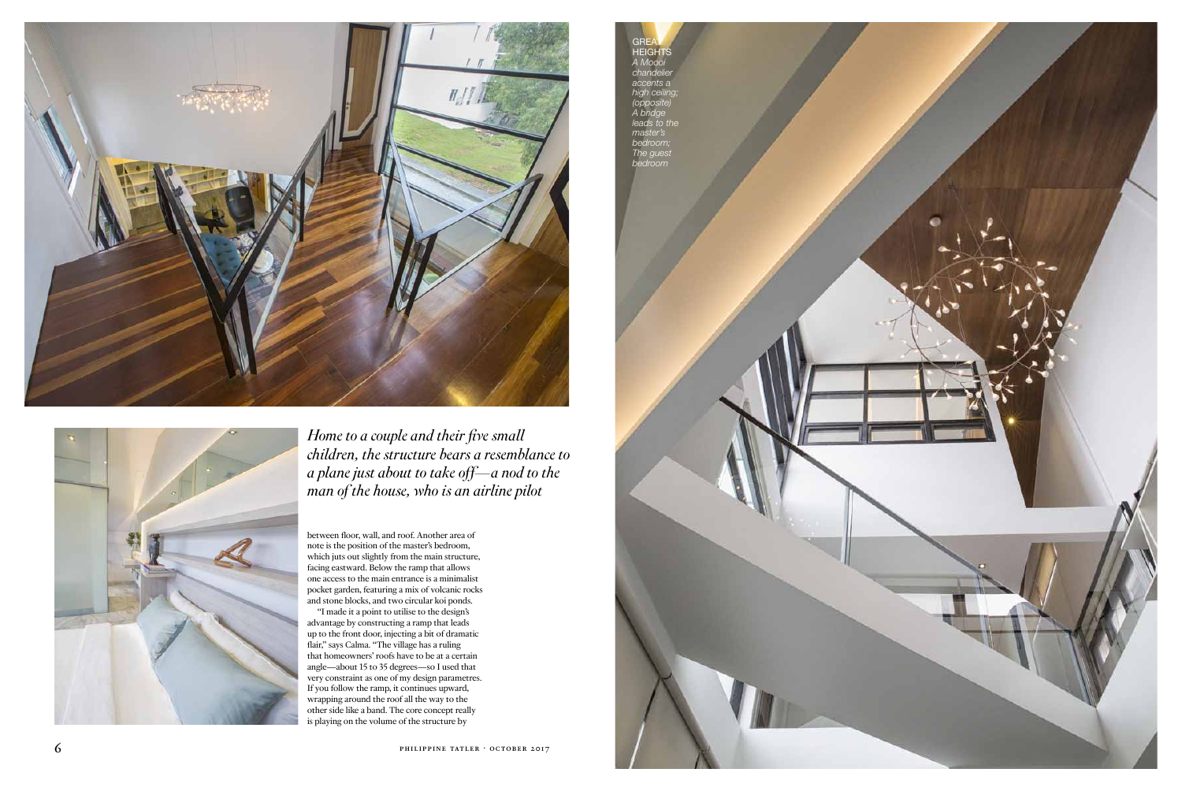**GREAT HEIGHTS** *A Moooi chandelier accents a high ceiling; (opposite) A bridge leads to the master's bedroom; The guest bedroom*

*Home to a couple and their five small children, the structure bears a resemblance to a plane just about to take off—a nod to the man of the house, who is an airline pilot*

between floor, wall, and roof. Another area of note is the position of the master's bedroom, which juts out slightly from the main structure, facing eastward. Below the ramp that allows one access to the main entrance is a minimalist pocket garden, featuring a mix of volcanic rocks and stone blocks, and two circular koi ponds.

"I made it a point to utilise to the design's advantage by constructing a ramp that leads up to the front door, injecting a bit of dramatic flair," says Calma. "The village has a ruling that homeowners' roofs have to be at a certain angle—about 15 to 35 degrees—so I used that very constraint as one of my design parametres. If you follow the ramp, it continues upward, wrapping around the roof all the way to the other side like a band. The core concept really is playing on the volume of the structure by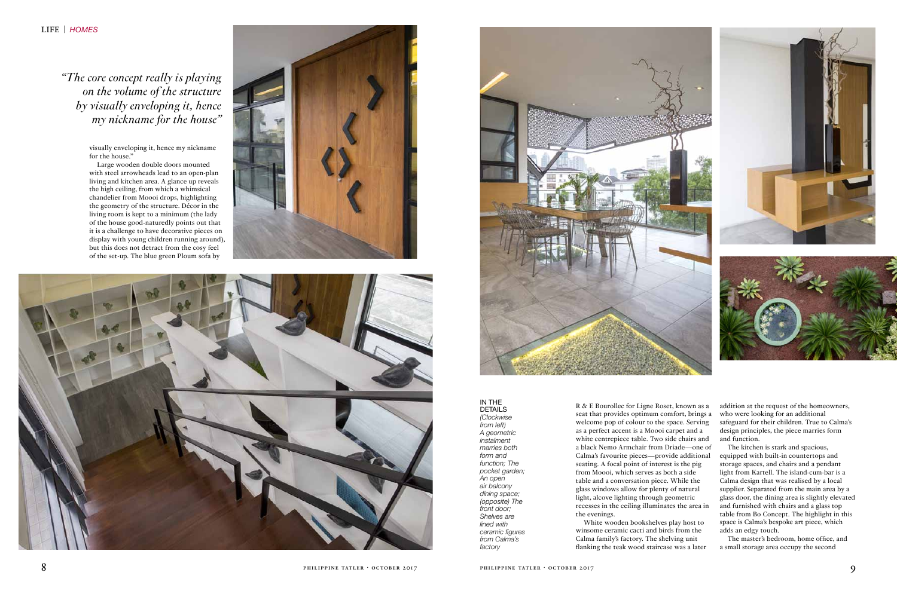*"The core concept really is playing on the volume of the structure by visually enveloping it, hence my nickname for the house"*

visually enveloping it, hence my nickname for the house."

Large wooden double doors mounted with steel arrowheads lead to an open-plan living and kitchen area. A glance up reveals the high ceiling, from which a whimsical chandelier from Moooi drops, highlighting the geometry of the structure. Décor in the living room is kept to a minimum (the lady of the house good-naturedly points out that it is a challenge to have decorative pieces on display with young children running around), but this does not detract from the cosy feel of the set-up. The blue green Ploum sofa by R & E Bourollec for Ligne Roset, known as a seat that provides optimum comfort, brings a welcome pop of colour to the space. Serving as a perfect accent is a Moooi carpet and a white centrepiece table. Two side chairs and a black Nemo Armchair from Driade—one of Calma's favourite pieces—provide additional seating. A focal point of interest is the pig from Moooi, which serves as both a side table and a conversation piece. While the glass windows allow for plenty of natural light, alcove lighting through geometric recesses in the ceiling illuminates the area in the evenings.

White wooden bookshelves play host to winsome ceramic cacti and birds from the Calma family's factory. The shelving unit flanking the teak wood staircase was a later addition at the request of the homeowners, who were looking for an additional safeguard for their children. True to Calma's design principles, the piece marries form and function.

The kitchen is stark and spacious, equipped with built-in countertops and storage spaces, and chairs and a pendant light from Kartell. The island-cum-bar is a Calma design that was realised by a local supplier. Separated from the main area by a glass door, the dining area is slightly elevated and furnished with chairs and a glass top table from Bo Concept. The highlight in this space is Calma's bespoke art piece, which adds an edgy touch.

The master's bedroom, home office, and a small storage area occupy the second

IN THE DETAILS

*(Clockwise from left) A geometric instalment marries both form and function; The pocket garden; An open air balcony dining space; (opposite) The front door; Shelves are lined with ceramic figures from Calma's factory*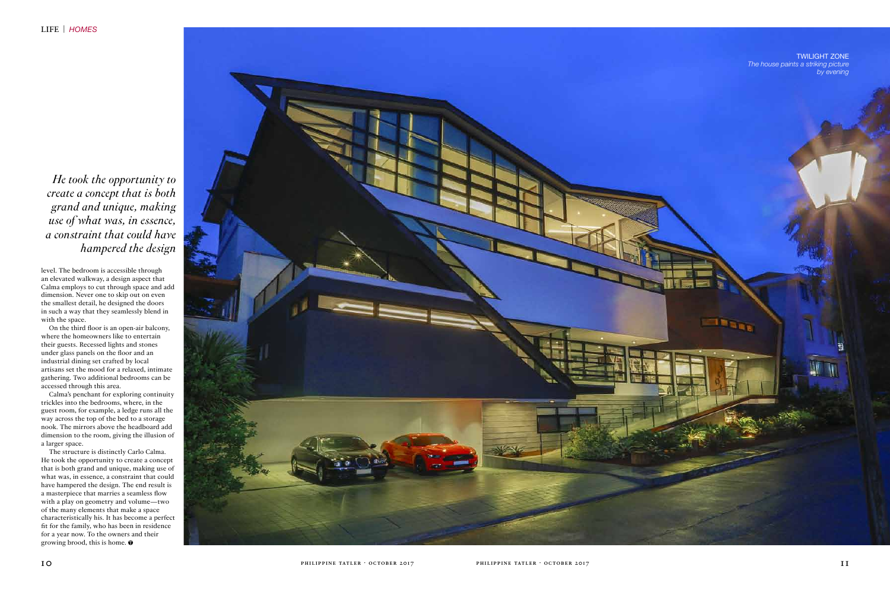*He took the opportunity to create a concept that is both grand and unique, making use of what was, in essence, a constraint that could have hampered the design*

level. The bedroom is accessible through an elevated walkway, a design aspect that Calma employs to cut through space and add dimension. Never one to skip out on even the smallest detail, he designed the doors in such a way that they seamlessly blend in with the space.

On the third floor is an open-air balcony, where the homeowners like to entertain their guests. Recessed lights and stones under glass panels on the floor and an industrial dining set crafted by local artisans set the mood for a relaxed, intimate gathering. Two additional bedrooms can be accessed through this area.

Calma's penchant for exploring continuity trickles into the bedrooms, where, in the guest room, for example, a ledge runs all the way across the top of the bed to a storage nook. The mirrors above the headboard add dimension to the room, giving the illusion of a larger space.

The structure is distinctly Carlo Calma. He took the opportunity to create a concept that is both grand and unique, making use of what was, in essence, a constraint that could have hampered the design. The end result is a masterpiece that marries a seamless flow with a play on geometry and volume—two of the many elements that make a space characteristically his. It has become a perfect fit for the family, who has been in residence for a year now. To the owners and their growing brood, this is home. ❶

TWILIGHT ZONE
*The house paints a striking picture by evening*